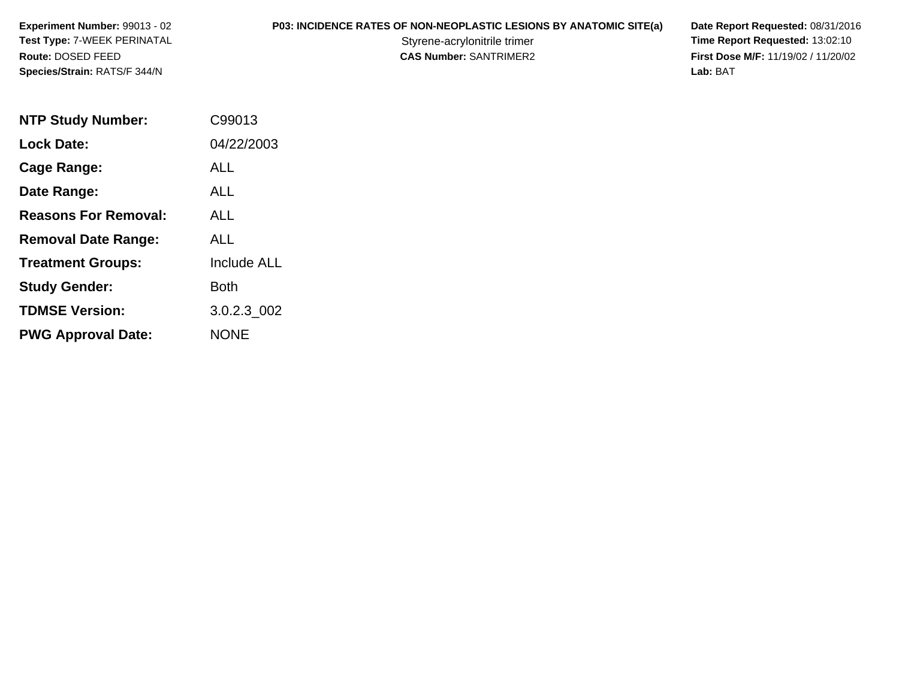**Experiment Number:** 99013 - 02
**Test Type:** 7-WEEK PERINATAL
**Route:** DOSED FEED
**Species/Strain:** RATS/F 344/N

**P03: INCIDENCE RATES OF NON-NEOPLASTIC LESIONS BY ANATOMIC SITE(a)**
Styrene-acrylonitrile trimer
**CAS Number:** SANTRIMER2

**Date Report Requested:** 08/31/2016
**Time Report Requested:** 13:02:10
**First Dose M/F:** 11/19/02 / 11/20/02
**Lab:** BAT

| | |
|---|---|
| **NTP Study Number:** | C99013 |
| **Lock Date:** | 04/22/2003 |
| **Cage Range:** | ALL |
| **Date Range:** | ALL |
| **Reasons For Removal:** | ALL |
| **Removal Date Range:** | ALL |
| **Treatment Groups:** | Include ALL |
| **Study Gender:** | Both |
| **TDMSE Version:** | 3.0.2.3_002 |
| **PWG Approval Date:** | NONE |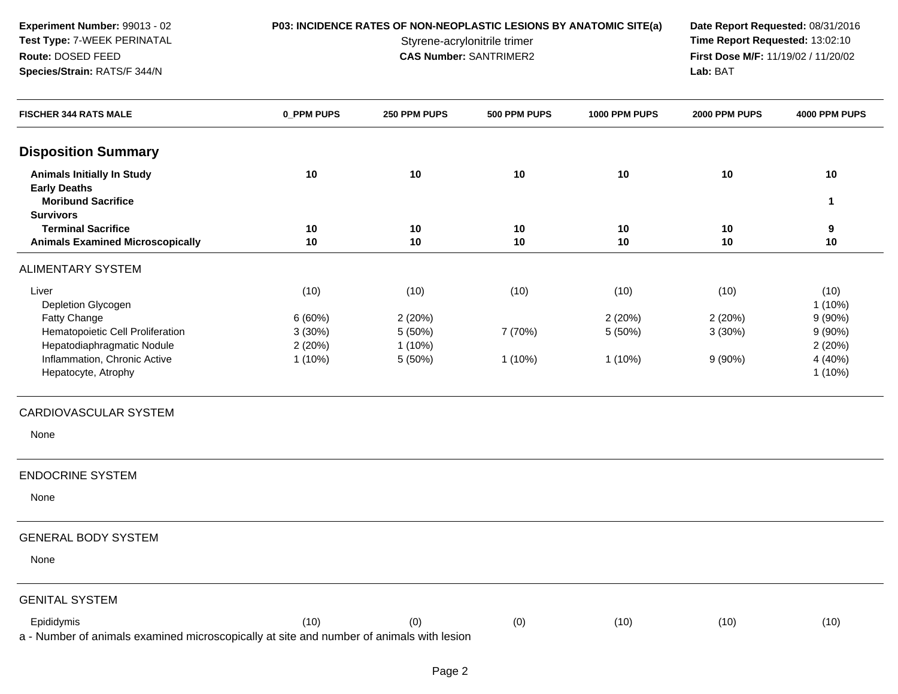**Experiment Number:** 99013 - 02
**Test Type:** 7-WEEK PERINATAL
**Route:** DOSED FEED
**Species/Strain:** RATS/F 344/N

**P03: INCIDENCE RATES OF NON-NEOPLASTIC LESIONS BY ANATOMIC SITE(a)**
Styrene-acrylonitrile trimer
**CAS Number:** SANTRIMER2

**Date Report Requested:** 08/31/2016
**Time Report Requested:** 13:02:10
**First Dose M/F:** 11/19/02 / 11/20/02
**Lab:** BAT

| FISCHER 344 RATS MALE | 0_PPM PUPS | 250 PPM PUPS | 500 PPM PUPS | 1000 PPM PUPS | 2000 PPM PUPS | 4000 PPM PUPS |
|---|---|---|---|---|---|---|
| **Disposition Summary** | | | | | | |
| **Animals Initially In Study** | **10** | **10** | **10** | **10** | **10** | **10** |
| **Early Deaths** | | | | | | |
| **Moribund Sacrifice** | | | | | | **1** |
| **Survivors** | | | | | | |
| **Terminal Sacrifice** | **10** | **10** | **10** | **10** | **10** | **9** |
| **Animals Examined Microscopically** | **10** | **10** | **10** | **10** | **10** | **10** |
| ALIMENTARY SYSTEM | | | | | | |
| Liver | (10) | (10) | (10) | (10) | (10) | (10) |
| Depletion Glycogen | | | | | | 1 (10%) |
| Fatty Change | 6 (60%) | 2 (20%) | | 2 (20%) | 2 (20%) | 9 (90%) |
| Hematopoietic Cell Proliferation | 3 (30%) | 5 (50%) | 7 (70%) | 5 (50%) | 3 (30%) | 9 (90%) |
| Hepatodiaphragmatic Nodule | 2 (20%) | 1 (10%) | | | | 2 (20%) |
| Inflammation, Chronic Active | 1 (10%) | 5 (50%) | 1 (10%) | 1 (10%) | 9 (90%) | 4 (40%) |
| Hepatocyte, Atrophy | | | | | | 1 (10%) |
| CARDIOVASCULAR SYSTEM | | | | | | |
| None | | | | | | |
| ENDOCRINE SYSTEM | | | | | | |
| None | | | | | | |
| GENERAL BODY SYSTEM | | | | | | |
| None | | | | | | |
| GENITAL SYSTEM | | | | | | |
| Epididymis | (10) | (0) | (0) | (10) | (10) | (10) |

a - Number of animals examined microscopically at site and number of animals with lesion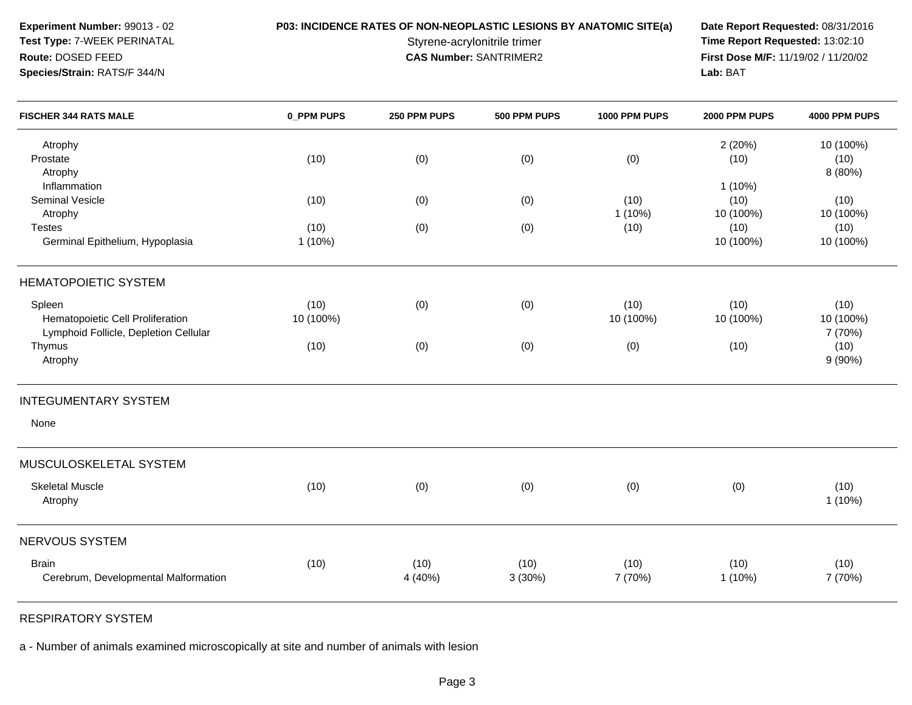**Experiment Number:** 99013 - 02
**Test Type:** 7-WEEK PERINATAL
**Route:** DOSED FEED
**Species/Strain:** RATS/F 344/N

**P03: INCIDENCE RATES OF NON-NEOPLASTIC LESIONS BY ANATOMIC SITE(a)**
Styrene-acrylonitrile trimer
**CAS Number:** SANTRIMER2

**Date Report Requested:** 08/31/2016
**Time Report Requested:** 13:02:10
**First Dose M/F:** 11/19/02 / 11/20/02
**Lab:** BAT

| FISCHER 344 RATS MALE | 0_PPM PUPS | 250 PPM PUPS | 500 PPM PUPS | 1000 PPM PUPS | 2000 PPM PUPS | 4000 PPM PUPS |
|---|---|---|---|---|---|---|
| Atrophy | | | | | 2 (20%) | 10 (100%) |
| Prostate | (10) | (0) | (0) | (0) | (10) | (10) |
| Atrophy | | | | | | 8 (80%) |
| Inflammation | | | | | 1 (10%) | |
| Seminal Vesicle | (10) | (0) | (0) | (10) | (10) | (10) |
| Atrophy | | | | 1 (10%) | 10 (100%) | 10 (100%) |
| Testes | (10) | (0) | (0) | (10) | (10) | (10) |
| Germinal Epithelium, Hypoplasia | 1 (10%) | | | | 10 (100%) | 10 (100%) |
| HEMATOPOIETIC SYSTEM | | | | | | |
| Spleen | (10) | (0) | (0) | (10) | (10) | (10) |
| Hematopoietic Cell Proliferation | 10 (100%) | | | 10 (100%) | 10 (100%) | 10 (100%) |
| Lymphoid Follicle, Depletion Cellular | | | | | | 7 (70%) |
| Thymus | (10) | (0) | (0) | (0) | (10) | (10) |
| Atrophy | | | | | | 9 (90%) |
| INTEGUMENTARY SYSTEM | | | | | | |
| None | | | | | | |
| MUSCULOSKELETAL SYSTEM | | | | | | |
| Skeletal Muscle | (10) | (0) | (0) | (0) | (0) | (10) |
| Atrophy | | | | | | 1 (10%) |
| NERVOUS SYSTEM | | | | | | |
| Brain | (10) | (10) | (10) | (10) | (10) | (10) |
| Cerebrum, Developmental Malformation | | 4 (40%) | 3 (30%) | 7 (70%) | 1 (10%) | 7 (70%) |
| RESPIRATORY SYSTEM | | | | | | |

a - Number of animals examined microscopically at site and number of animals with lesion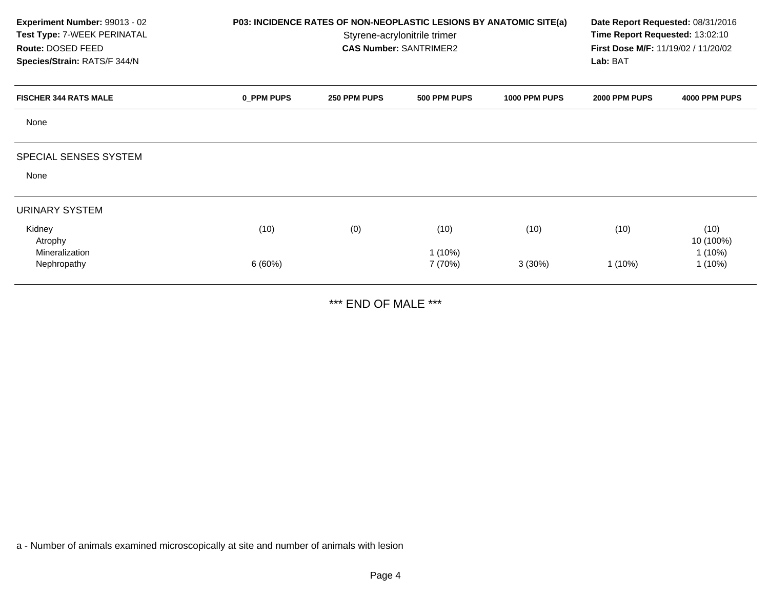**Experiment Number:** 99013 - 02
**Test Type:** 7-WEEK PERINATAL
**Route:** DOSED FEED
**Species/Strain:** RATS/F 344/N

**P03: INCIDENCE RATES OF NON-NEOPLASTIC LESIONS BY ANATOMIC SITE(a)**
Styrene-acrylonitrile trimer
**CAS Number:** SANTRIMER2

**Date Report Requested:** 08/31/2016
**Time Report Requested:** 13:02:10
**First Dose M/F:** 11/19/02 / 11/20/02
**Lab:** BAT

| FISCHER 344 RATS MALE | 0_PPM PUPS | 250 PPM PUPS | 500 PPM PUPS | 1000 PPM PUPS | 2000 PPM PUPS | 4000 PPM PUPS |
|---|---|---|---|---|---|---|
| None | | | | | | |
| SPECIAL SENSES SYSTEM | | | | | | |
| None | | | | | | |
| URINARY SYSTEM | | | | | | |
| Kidney | (10) | (0) | (10) | (10) | (10) | (10) |
| Atrophy | | | | | | 10 (100%) |
| Mineralization | | | 1 (10%) | | | 1 (10%) |
| Nephropathy | 6 (60%) | | 7 (70%) | 3 (30%) | 1 (10%) | 1 (10%) |

*** END OF MALE ***

a - Number of animals examined microscopically at site and number of animals with lesion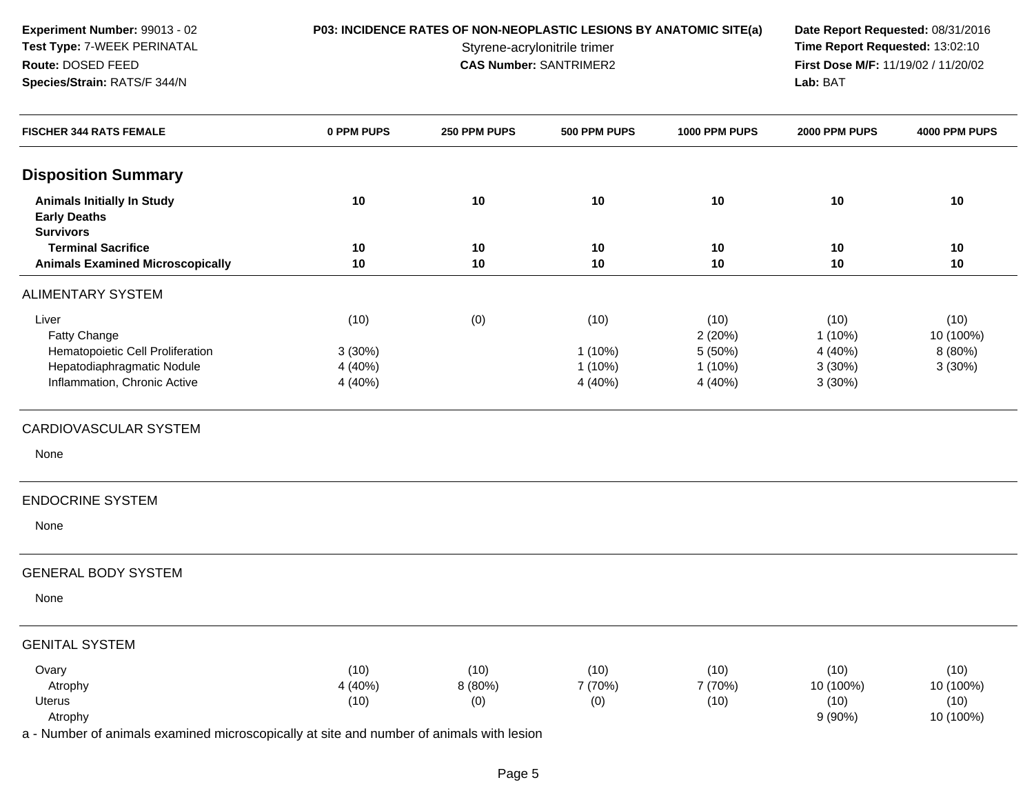**Experiment Number:** 99013 - 02
**Test Type:** 7-WEEK PERINATAL
**Route:** DOSED FEED
**Species/Strain:** RATS/F 344/N

**P03: INCIDENCE RATES OF NON-NEOPLASTIC LESIONS BY ANATOMIC SITE(a)**
Styrene-acrylonitrile trimer
**CAS Number:** SANTRIMER2

**Date Report Requested:** 08/31/2016
**Time Report Requested:** 13:02:10
**First Dose M/F:** 11/19/02 / 11/20/02
**Lab:** BAT

| FISCHER 344 RATS FEMALE | 0 PPM PUPS | 250 PPM PUPS | 500 PPM PUPS | 1000 PPM PUPS | 2000 PPM PUPS | 4000 PPM PUPS |
|---|---|---|---|---|---|---|
| **Disposition Summary** | | | | | | |
| **Animals Initially In Study** | **10** | **10** | **10** | **10** | **10** | **10** |
| **Early Deaths** | | | | | | |
| **Survivors** | | | | | | |
| **Terminal Sacrifice** | **10** | **10** | **10** | **10** | **10** | **10** |
| **Animals Examined Microscopically** | **10** | **10** | **10** | **10** | **10** | **10** |
| ALIMENTARY SYSTEM | | | | | | |
| Liver | (10) | (0) | (10) | (10) | (10) | (10) |
| Fatty Change | | | | 2 (20%) | 1 (10%) | 10 (100%) |
| Hematopoietic Cell Proliferation | 3 (30%) | | 1 (10%) | 5 (50%) | 4 (40%) | 8 (80%) |
| Hepatodiaphragmatic Nodule | 4 (40%) | | 1 (10%) | 1 (10%) | 3 (30%) | 3 (30%) |
| Inflammation, Chronic Active | 4 (40%) | | 4 (40%) | 4 (40%) | 3 (30%) | |
| CARDIOVASCULAR SYSTEM | | | | | | |
| None | | | | | | |
| ENDOCRINE SYSTEM | | | | | | |
| None | | | | | | |
| GENERAL BODY SYSTEM | | | | | | |
| None | | | | | | |
| GENITAL SYSTEM | | | | | | |
| Ovary | (10) | (10) | (10) | (10) | (10) | (10) |
| Atrophy | 4 (40%) | 8 (80%) | 7 (70%) | 7 (70%) | 10 (100%) | 10 (100%) |
| Uterus | (10) | (0) | (0) | (10) | (10) | (10) |
| Atrophy | | | | | 9 (90%) | 10 (100%) |

a - Number of animals examined microscopically at site and number of animals with lesion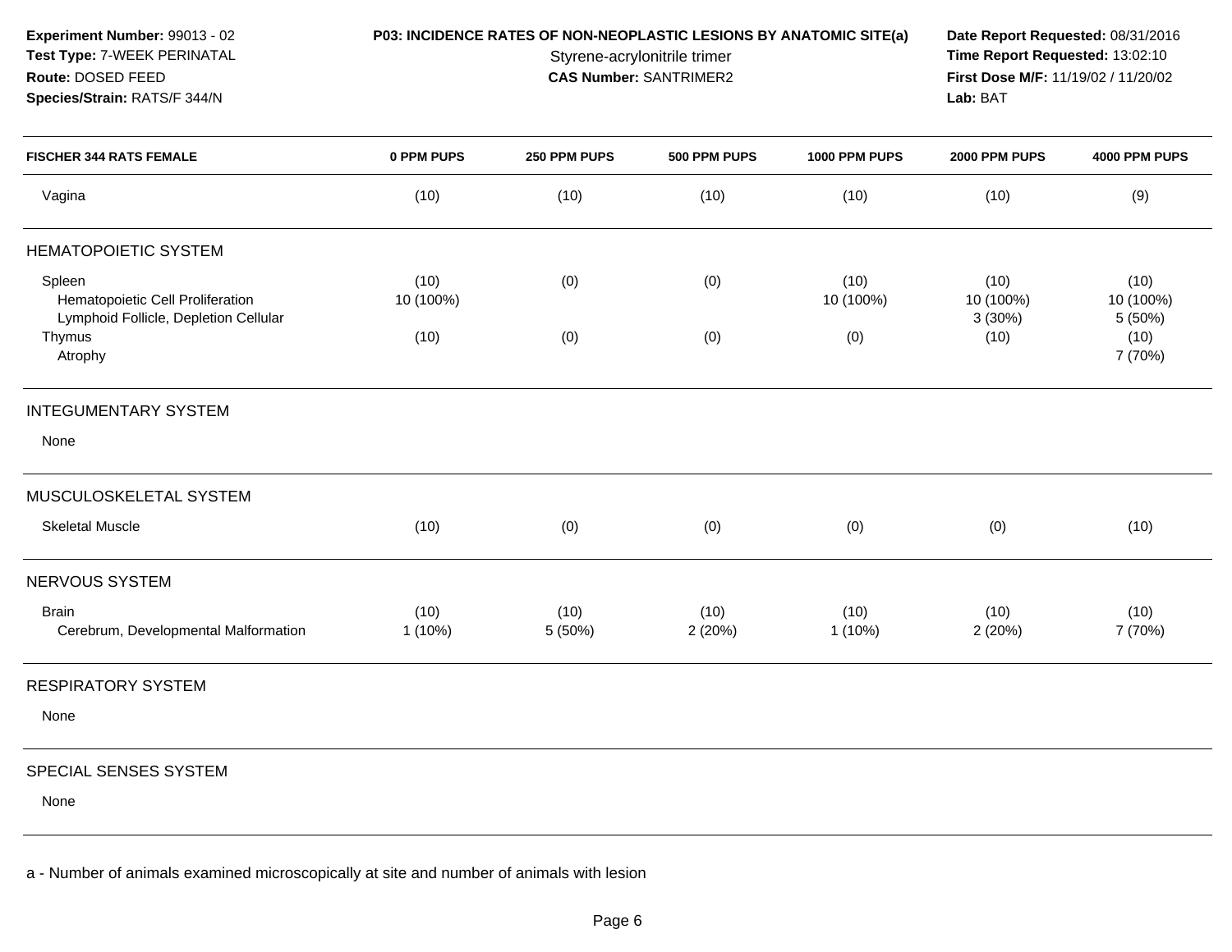**Experiment Number:** 99013 - 02
**Test Type:** 7-WEEK PERINATAL
**Route:** DOSED FEED
**Species/Strain:** RATS/F 344/N

**P03: INCIDENCE RATES OF NON-NEOPLASTIC LESIONS BY ANATOMIC SITE(a)**
Styrene-acrylonitrile trimer
**CAS Number:** SANTRIMER2

**Date Report Requested:** 08/31/2016
**Time Report Requested:** 13:02:10
**First Dose M/F:** 11/19/02 / 11/20/02
**Lab:** BAT

| FISCHER 344 RATS FEMALE | 0 PPM PUPS | 250 PPM PUPS | 500 PPM PUPS | 1000 PPM PUPS | 2000 PPM PUPS | 4000 PPM PUPS |
|---|---|---|---|---|---|---|
| Vagina | (10) | (10) | (10) | (10) | (10) | (9) |
| **HEMATOPOIETIC SYSTEM** | | | | | | |
| Spleen | (10) | (0) | (0) | (10) | (10) | (10) |
| Hematopoietic Cell Proliferation | 10 (100%) | | | 10 (100%) | 10 (100%) | 10 (100%) |
| Lymphoid Follicle, Depletion Cellular | | | | | 3 (30%) | 5 (50%) |
| Thymus | (10) | (0) | (0) | (0) | (10) | (10) |
| Atrophy | | | | | | 7 (70%) |
| **INTEGUMENTARY SYSTEM** | | | | | | |
| None | | | | | | |
| **MUSCULOSKELETAL SYSTEM** | | | | | | |
| Skeletal Muscle | (10) | (0) | (0) | (0) | (0) | (10) |
| **NERVOUS SYSTEM** | | | | | | |
| Brain | (10) | (10) | (10) | (10) | (10) | (10) |
| Cerebrum, Developmental Malformation | 1 (10%) | 5 (50%) | 2 (20%) | 1 (10%) | 2 (20%) | 7 (70%) |
| **RESPIRATORY SYSTEM** | | | | | | |
| None | | | | | | |
| **SPECIAL SENSES SYSTEM** | | | | | | |
| None | | | | | | |

a - Number of animals examined microscopically at site and number of animals with lesion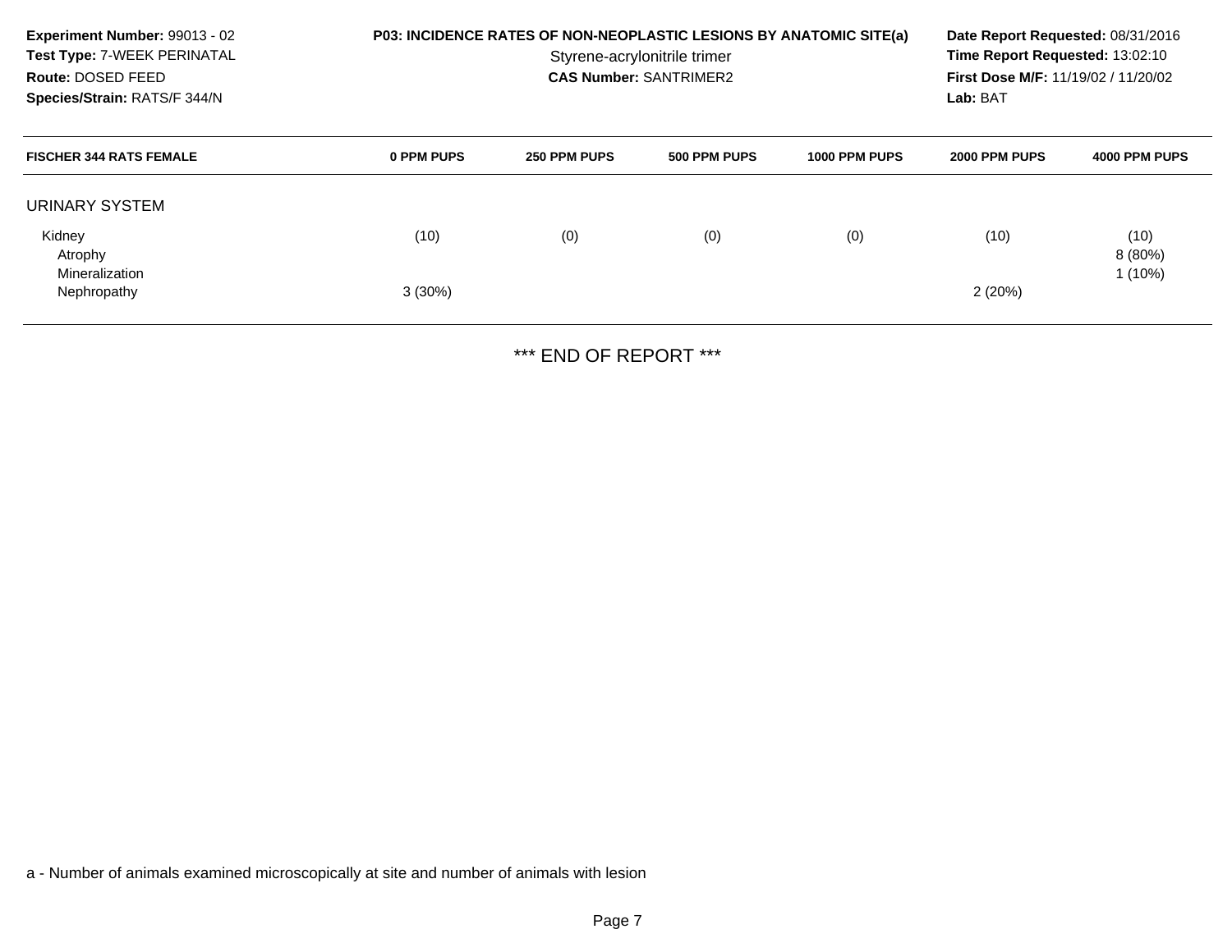**Experiment Number:** 99013 - 02
**Test Type:** 7-WEEK PERINATAL
**Route:** DOSED FEED
**Species/Strain:** RATS/F 344/N

**P03: INCIDENCE RATES OF NON-NEOPLASTIC LESIONS BY ANATOMIC SITE(a)**
Styrene-acrylonitrile trimer
**CAS Number:** SANTRIMER2

**Date Report Requested:** 08/31/2016
**Time Report Requested:** 13:02:10
**First Dose M/F:** 11/19/02 / 11/20/02
**Lab:** BAT

| FISCHER 344 RATS FEMALE | 0 PPM PUPS | 250 PPM PUPS | 500 PPM PUPS | 1000 PPM PUPS | 2000 PPM PUPS | 4000 PPM PUPS |
|---|---|---|---|---|---|---|
| URINARY SYSTEM | | | | | | |
| Kidney | (10) | (0) | (0) | (0) | (10) | (10) |
| Atrophy | | | | | | 8 (80%) |
| Mineralization | | | | | | 1 (10%) |
| Nephropathy | 3 (30%) | | | | 2 (20%) | |

*** END OF REPORT ***

a - Number of animals examined microscopically at site and number of animals with lesion